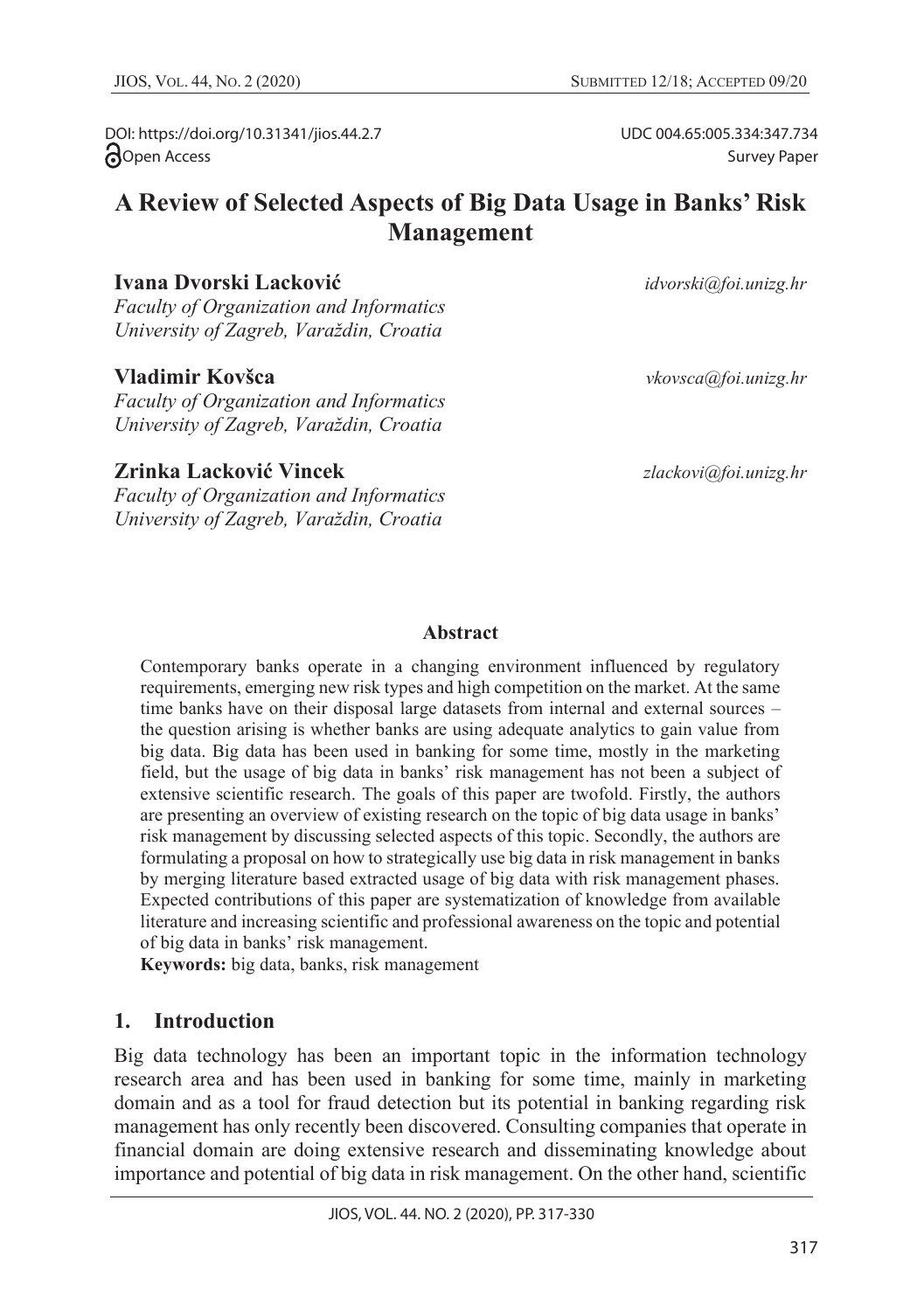DOI: https://doi.org/10.31341/jios.44.2.7

UDC 004.65:005.334:347.734

Open Access

Survey Paper

# A Review of Selected Aspects of Big Data Usage in Banks' Risk Management

**Ivana Dvorski Lacković** *idvorski@foi.unizg.hr*
*Faculty of Organization and Informatics*
*University of Zagreb, Varaždin, Croatia*

**Vladimir Kovšca** *vkovsca@foi.unizg.hr*
*Faculty of Organization and Informatics*
*University of Zagreb, Varaždin, Croatia*

**Zrinka Lacković Vincek** *zlackovi@foi.unizg.hr*
*Faculty of Organization and Informatics*
*University of Zagreb, Varaždin, Croatia*

## Abstract

Contemporary banks operate in a changing environment influenced by regulatory requirements, emerging new risk types and high competition on the market. At the same time banks have on their disposal large datasets from internal and external sources – the question arising is whether banks are using adequate analytics to gain value from big data. Big data has been used in banking for some time, mostly in the marketing field, but the usage of big data in banks' risk management has not been a subject of extensive scientific research. The goals of this paper are twofold. Firstly, the authors are presenting an overview of existing research on the topic of big data usage in banks' risk management by discussing selected aspects of this topic. Secondly, the authors are formulating a proposal on how to strategically use big data in risk management in banks by merging literature based extracted usage of big data with risk management phases. Expected contributions of this paper are systematization of knowledge from available literature and increasing scientific and professional awareness on the topic and potential of big data in banks' risk management.

**Keywords:** big data, banks, risk management

## 1. Introduction

Big data technology has been an important topic in the information technology research area and has been used in banking for some time, mainly in marketing domain and as a tool for fraud detection but its potential in banking regarding risk management has only recently been discovered. Consulting companies that operate in financial domain are doing extensive research and disseminating knowledge about importance and potential of big data in risk management. On the other hand, scientific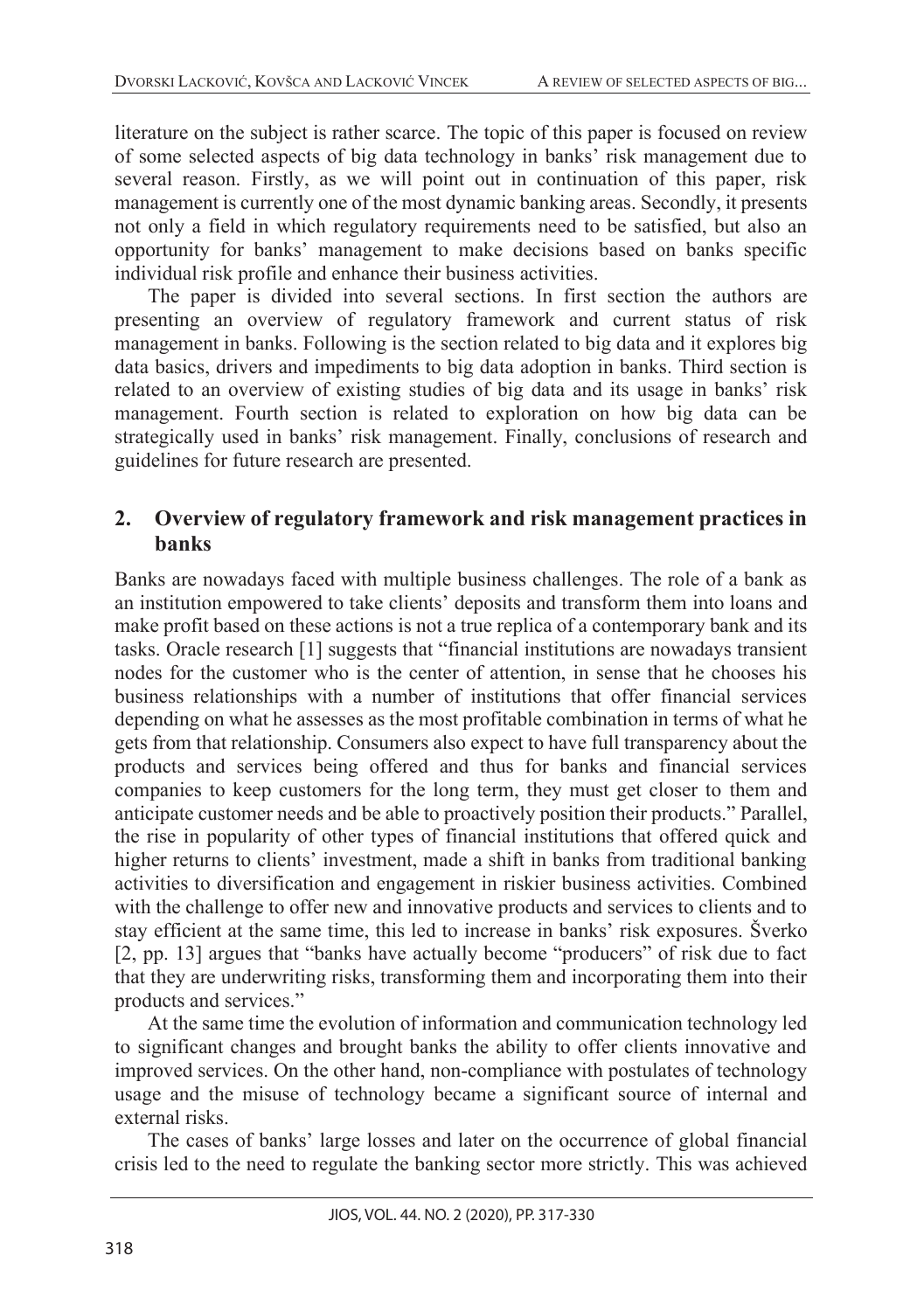literature on the subject is rather scarce. The topic of this paper is focused on review of some selected aspects of big data technology in banks' risk management due to several reason. Firstly, as we will point out in continuation of this paper, risk management is currently one of the most dynamic banking areas. Secondly, it presents not only a field in which regulatory requirements need to be satisfied, but also an opportunity for banks' management to make decisions based on banks specific individual risk profile and enhance their business activities.

The paper is divided into several sections. In first section the authors are presenting an overview of regulatory framework and current status of risk management in banks. Following is the section related to big data and it explores big data basics, drivers and impediments to big data adoption in banks. Third section is related to an overview of existing studies of big data and its usage in banks' risk management. Fourth section is related to exploration on how big data can be strategically used in banks' risk management. Finally, conclusions of research and guidelines for future research are presented.

## 2. Overview of regulatory framework and risk management practices in banks

Banks are nowadays faced with multiple business challenges. The role of a bank as an institution empowered to take clients' deposits and transform them into loans and make profit based on these actions is not a true replica of a contemporary bank and its tasks. Oracle research [1] suggests that "financial institutions are nowadays transient nodes for the customer who is the center of attention, in sense that he chooses his business relationships with a number of institutions that offer financial services depending on what he assesses as the most profitable combination in terms of what he gets from that relationship. Consumers also expect to have full transparency about the products and services being offered and thus for banks and financial services companies to keep customers for the long term, they must get closer to them and anticipate customer needs and be able to proactively position their products." Parallel, the rise in popularity of other types of financial institutions that offered quick and higher returns to clients' investment, made a shift in banks from traditional banking activities to diversification and engagement in riskier business activities. Combined with the challenge to offer new and innovative products and services to clients and to stay efficient at the same time, this led to increase in banks' risk exposures. Šverko [2, pp. 13] argues that "banks have actually become "producers" of risk due to fact that they are underwriting risks, transforming them and incorporating them into their products and services."

At the same time the evolution of information and communication technology led to significant changes and brought banks the ability to offer clients innovative and improved services. On the other hand, non-compliance with postulates of technology usage and the misuse of technology became a significant source of internal and external risks.

The cases of banks' large losses and later on the occurrence of global financial crisis led to the need to regulate the banking sector more strictly. This was achieved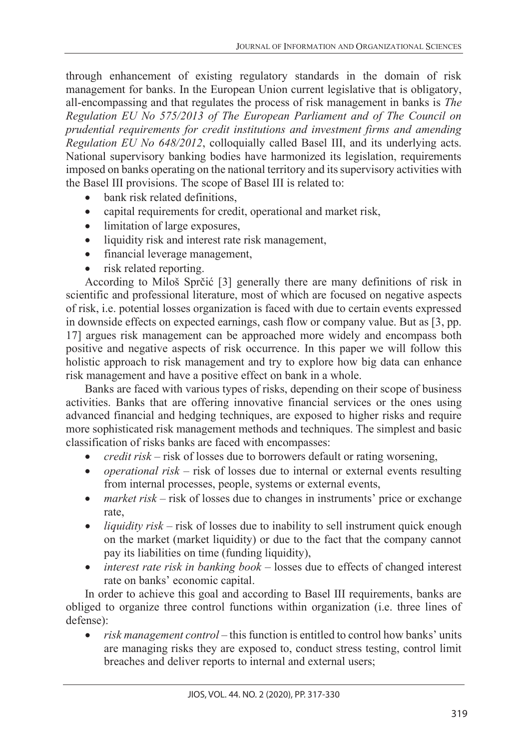through enhancement of existing regulatory standards in the domain of risk management for banks. In the European Union current legislative that is obligatory, all-encompassing and that regulates the process of risk management in banks is *The Regulation EU No 575/2013 of The European Parliament and of The Council on prudential requirements for credit institutions and investment firms and amending Regulation EU No 648/2012*, colloquially called Basel III, and its underlying acts. National supervisory banking bodies have harmonized its legislation, requirements imposed on banks operating on the national territory and its supervisory activities with the Basel III provisions. The scope of Basel III is related to:

- bank risk related definitions,
- capital requirements for credit, operational and market risk,
- limitation of large exposures,
- liquidity risk and interest rate risk management,
- financial leverage management,
- risk related reporting.

According to Miloš Sprčić [3] generally there are many definitions of risk in scientific and professional literature, most of which are focused on negative aspects of risk, i.e. potential losses organization is faced with due to certain events expressed in downside effects on expected earnings, cash flow or company value. But as [3, pp. 17] argues risk management can be approached more widely and encompass both positive and negative aspects of risk occurrence. In this paper we will follow this holistic approach to risk management and try to explore how big data can enhance risk management and have a positive effect on bank in a whole.

Banks are faced with various types of risks, depending on their scope of business activities. Banks that are offering innovative financial services or the ones using advanced financial and hedging techniques, are exposed to higher risks and require more sophisticated risk management methods and techniques. The simplest and basic classification of risks banks are faced with encompasses:

- *credit risk* – risk of losses due to borrowers default or rating worsening,
- *operational risk* – risk of losses due to internal or external events resulting from internal processes, people, systems or external events,
- *market risk* – risk of losses due to changes in instruments' price or exchange rate,
- *liquidity risk* – risk of losses due to inability to sell instrument quick enough on the market (market liquidity) or due to the fact that the company cannot pay its liabilities on time (funding liquidity),
- *interest rate risk in banking book* – losses due to effects of changed interest rate on banks' economic capital.

In order to achieve this goal and according to Basel III requirements, banks are obliged to organize three control functions within organization (i.e. three lines of defense):

- *risk management control* – this function is entitled to control how banks' units are managing risks they are exposed to, conduct stress testing, control limit breaches and deliver reports to internal and external users;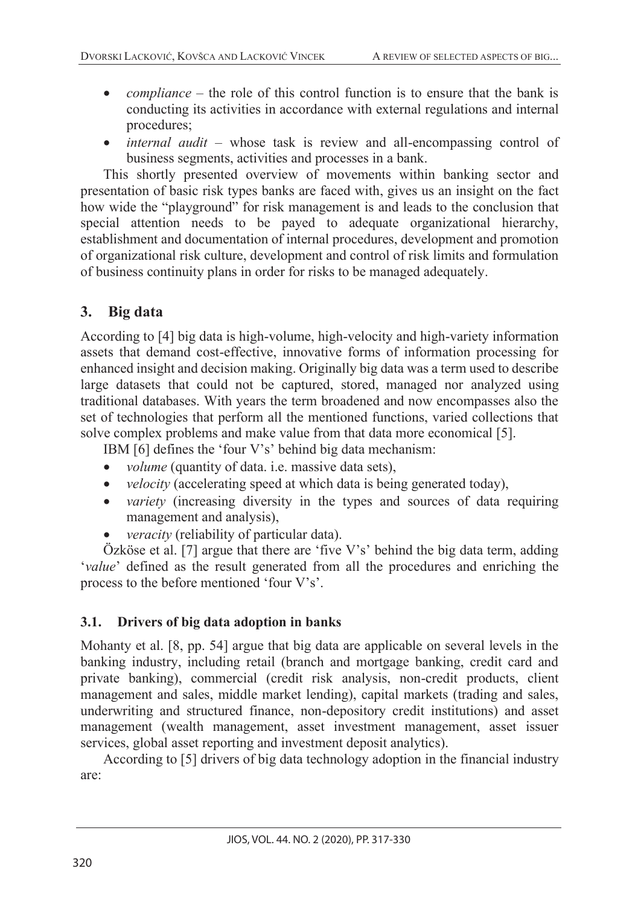- *compliance* – the role of this control function is to ensure that the bank is conducting its activities in accordance with external regulations and internal procedures;
- *internal audit* – whose task is review and all-encompassing control of business segments, activities and processes in a bank.

This shortly presented overview of movements within banking sector and presentation of basic risk types banks are faced with, gives us an insight on the fact how wide the "playground" for risk management is and leads to the conclusion that special attention needs to be payed to adequate organizational hierarchy, establishment and documentation of internal procedures, development and promotion of organizational risk culture, development and control of risk limits and formulation of business continuity plans in order for risks to be managed adequately.

## 3. Big data

According to [4] big data is high-volume, high-velocity and high-variety information assets that demand cost-effective, innovative forms of information processing for enhanced insight and decision making. Originally big data was a term used to describe large datasets that could not be captured, stored, managed nor analyzed using traditional databases. With years the term broadened and now encompasses also the set of technologies that perform all the mentioned functions, varied collections that solve complex problems and make value from that data more economical [5].

IBM [6] defines the 'four V's' behind big data mechanism:

- *volume* (quantity of data. i.e. massive data sets),
- *velocity* (accelerating speed at which data is being generated today),
- *variety* (increasing diversity in the types and sources of data requiring management and analysis),
- *veracity* (reliability of particular data).

Özköse et al. [7] argue that there are 'five V's' behind the big data term, adding '*value*' defined as the result generated from all the procedures and enriching the process to the before mentioned 'four V's'.

### 3.1. Drivers of big data adoption in banks

Mohanty et al. [8, pp. 54] argue that big data are applicable on several levels in the banking industry, including retail (branch and mortgage banking, credit card and private banking), commercial (credit risk analysis, non-credit products, client management and sales, middle market lending), capital markets (trading and sales, underwriting and structured finance, non-depository credit institutions) and asset management (wealth management, asset investment management, asset issuer services, global asset reporting and investment deposit analytics).

According to [5] drivers of big data technology adoption in the financial industry are: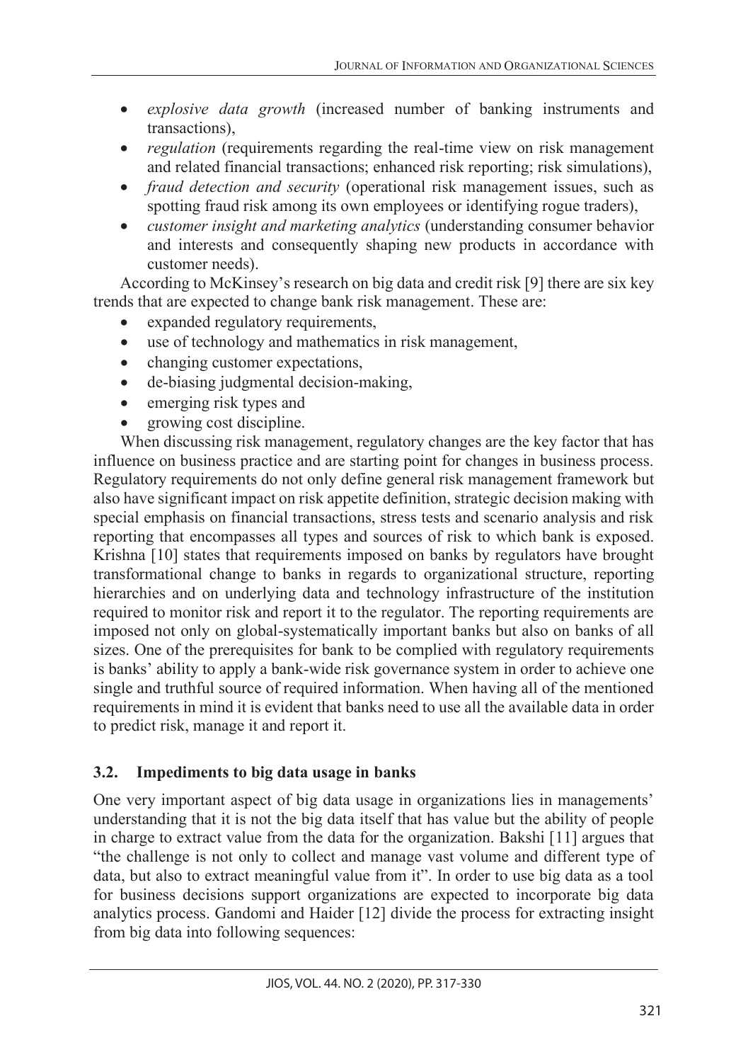- *explosive data growth* (increased number of banking instruments and transactions),
- *regulation* (requirements regarding the real-time view on risk management and related financial transactions; enhanced risk reporting; risk simulations),
- *fraud detection and security* (operational risk management issues, such as spotting fraud risk among its own employees or identifying rogue traders),
- *customer insight and marketing analytics* (understanding consumer behavior and interests and consequently shaping new products in accordance with customer needs).

According to McKinsey's research on big data and credit risk [9] there are six key trends that are expected to change bank risk management. These are:

- expanded regulatory requirements,
- use of technology and mathematics in risk management,
- changing customer expectations,
- de-biasing judgmental decision-making,
- emerging risk types and
- growing cost discipline.

When discussing risk management, regulatory changes are the key factor that has influence on business practice and are starting point for changes in business process. Regulatory requirements do not only define general risk management framework but also have significant impact on risk appetite definition, strategic decision making with special emphasis on financial transactions, stress tests and scenario analysis and risk reporting that encompasses all types and sources of risk to which bank is exposed. Krishna [10] states that requirements imposed on banks by regulators have brought transformational change to banks in regards to organizational structure, reporting hierarchies and on underlying data and technology infrastructure of the institution required to monitor risk and report it to the regulator. The reporting requirements are imposed not only on global-systematically important banks but also on banks of all sizes. One of the prerequisites for bank to be complied with regulatory requirements is banks' ability to apply a bank-wide risk governance system in order to achieve one single and truthful source of required information. When having all of the mentioned requirements in mind it is evident that banks need to use all the available data in order to predict risk, manage it and report it.

### 3.2. Impediments to big data usage in banks

One very important aspect of big data usage in organizations lies in managements' understanding that it is not the big data itself that has value but the ability of people in charge to extract value from the data for the organization. Bakshi [11] argues that "the challenge is not only to collect and manage vast volume and different type of data, but also to extract meaningful value from it". In order to use big data as a tool for business decisions support organizations are expected to incorporate big data analytics process. Gandomi and Haider [12] divide the process for extracting insight from big data into following sequences: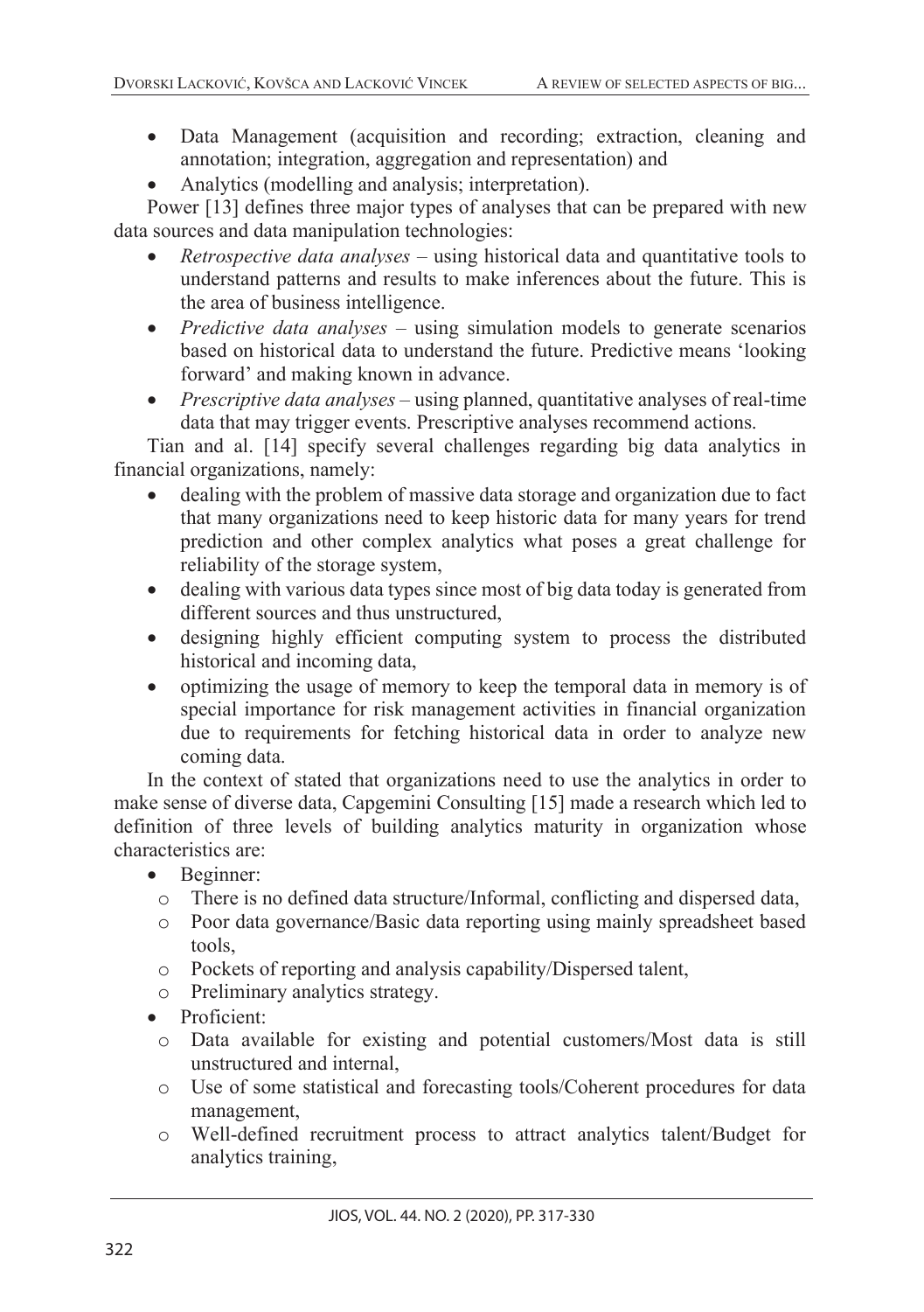- Data Management (acquisition and recording; extraction, cleaning and annotation; integration, aggregation and representation) and
- Analytics (modelling and analysis; interpretation).

Power [13] defines three major types of analyses that can be prepared with new data sources and data manipulation technologies:

- *Retrospective data analyses* – using historical data and quantitative tools to understand patterns and results to make inferences about the future. This is the area of business intelligence.
- *Predictive data analyses* – using simulation models to generate scenarios based on historical data to understand the future. Predictive means 'looking forward' and making known in advance.
- *Prescriptive data analyses* – using planned, quantitative analyses of real-time data that may trigger events. Prescriptive analyses recommend actions.

Tian and al. [14] specify several challenges regarding big data analytics in financial organizations, namely:

- dealing with the problem of massive data storage and organization due to fact that many organizations need to keep historic data for many years for trend prediction and other complex analytics what poses a great challenge for reliability of the storage system,
- dealing with various data types since most of big data today is generated from different sources and thus unstructured,
- designing highly efficient computing system to process the distributed historical and incoming data,
- optimizing the usage of memory to keep the temporal data in memory is of special importance for risk management activities in financial organization due to requirements for fetching historical data in order to analyze new coming data.

In the context of stated that organizations need to use the analytics in order to make sense of diverse data, Capgemini Consulting [15] made a research which led to definition of three levels of building analytics maturity in organization whose characteristics are:

- Beginner:
  - There is no defined data structure/Informal, conflicting and dispersed data,
  - Poor data governance/Basic data reporting using mainly spreadsheet based tools,
  - Pockets of reporting and analysis capability/Dispersed talent,
  - Preliminary analytics strategy.
- Proficient:
  - Data available for existing and potential customers/Most data is still unstructured and internal,
  - Use of some statistical and forecasting tools/Coherent procedures for data management,
  - Well-defined recruitment process to attract analytics talent/Budget for analytics training,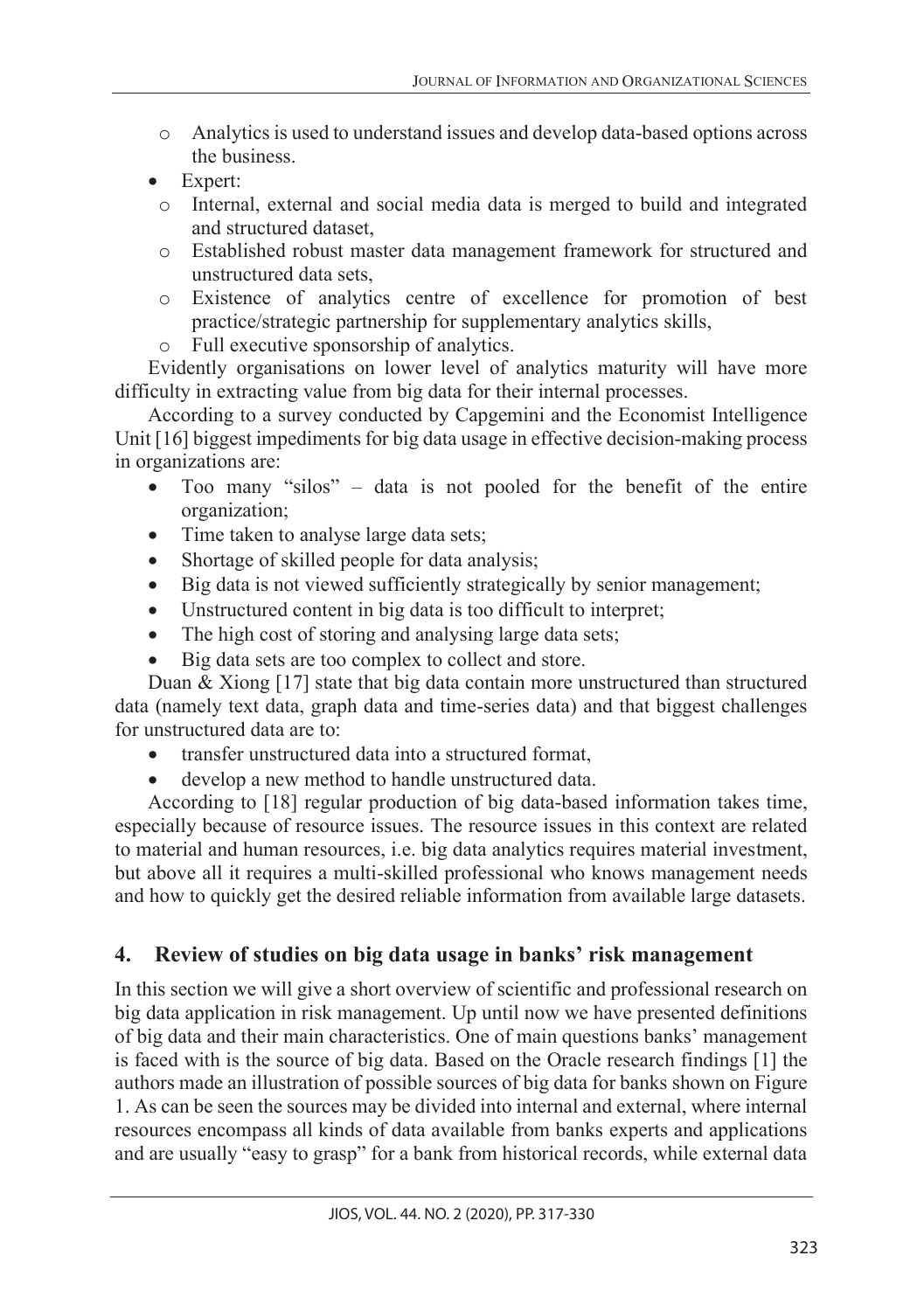- Analytics is used to understand issues and develop data-based options across the business.
- Expert:
  - Internal, external and social media data is merged to build and integrated and structured dataset,
  - Established robust master data management framework for structured and unstructured data sets,
  - Existence of analytics centre of excellence for promotion of best practice/strategic partnership for supplementary analytics skills,
  - Full executive sponsorship of analytics.

Evidently organisations on lower level of analytics maturity will have more difficulty in extracting value from big data for their internal processes.

According to a survey conducted by Capgemini and the Economist Intelligence Unit [16] biggest impediments for big data usage in effective decision-making process in organizations are:

- Too many "silos" – data is not pooled for the benefit of the entire organization;
- Time taken to analyse large data sets;
- Shortage of skilled people for data analysis;
- Big data is not viewed sufficiently strategically by senior management;
- Unstructured content in big data is too difficult to interpret;
- The high cost of storing and analysing large data sets;
- Big data sets are too complex to collect and store.

Duan & Xiong [17] state that big data contain more unstructured than structured data (namely text data, graph data and time-series data) and that biggest challenges for unstructured data are to:

- transfer unstructured data into a structured format,
- develop a new method to handle unstructured data.

According to [18] regular production of big data-based information takes time, especially because of resource issues. The resource issues in this context are related to material and human resources, i.e. big data analytics requires material investment, but above all it requires a multi-skilled professional who knows management needs and how to quickly get the desired reliable information from available large datasets.

## 4. Review of studies on big data usage in banks' risk management

In this section we will give a short overview of scientific and professional research on big data application in risk management. Up until now we have presented definitions of big data and their main characteristics. One of main questions banks' management is faced with is the source of big data. Based on the Oracle research findings [1] the authors made an illustration of possible sources of big data for banks shown on Figure 1. As can be seen the sources may be divided into internal and external, where internal resources encompass all kinds of data available from banks experts and applications and are usually "easy to grasp" for a bank from historical records, while external data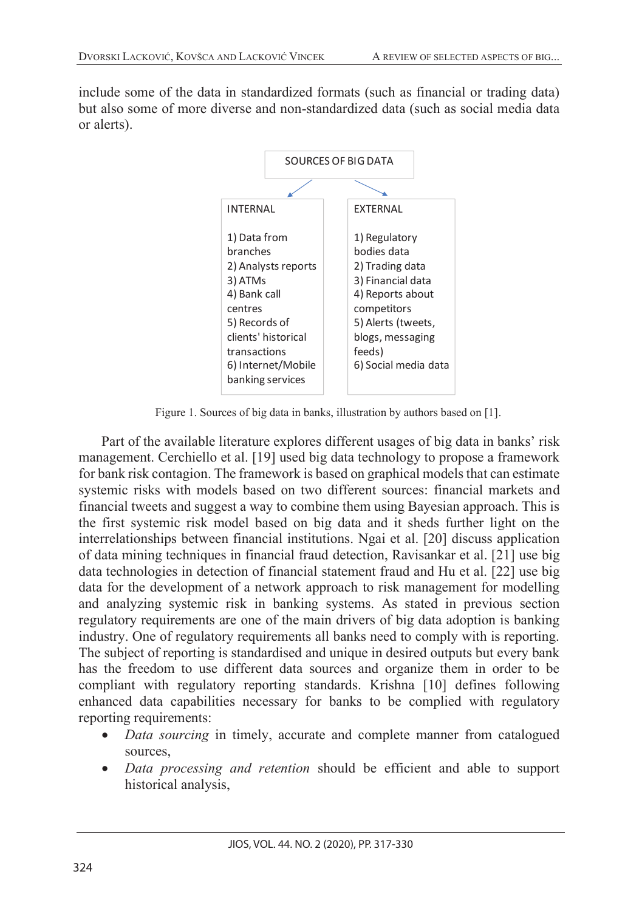include some of the data in standardized formats (such as financial or trading data) but also some of more diverse and non-standardized data (such as social media data or alerts).

| SOURCES OF BIG DATA | |
|---|---|
| **INTERNAL** | **EXTERNAL** |
| 1) Data from branches | 1) Regulatory bodies data |
| 2) Analysts reports | 2) Trading data |
| 3) ATMs | 3) Financial data |
| 4) Bank call centres | 4) Reports about competitors |
| 5) Records of clients' historical transactions | 5) Alerts (tweets, blogs, messaging feeds) |
| 6) Internet/Mobile banking services | 6) Social media data |

Figure 1. Sources of big data in banks, illustration by authors based on [1].

Part of the available literature explores different usages of big data in banks' risk management. Cerchiello et al. [19] used big data technology to propose a framework for bank risk contagion. The framework is based on graphical models that can estimate systemic risks with models based on two different sources: financial markets and financial tweets and suggest a way to combine them using Bayesian approach. This is the first systemic risk model based on big data and it sheds further light on the interrelationships between financial institutions. Ngai et al. [20] discuss application of data mining techniques in financial fraud detection, Ravisankar et al. [21] use big data technologies in detection of financial statement fraud and Hu et al. [22] use big data for the development of a network approach to risk management for modelling and analyzing systemic risk in banking systems. As stated in previous section regulatory requirements are one of the main drivers of big data adoption is banking industry. One of regulatory requirements all banks need to comply with is reporting. The subject of reporting is standardised and unique in desired outputs but every bank has the freedom to use different data sources and organize them in order to be compliant with regulatory reporting standards. Krishna [10] defines following enhanced data capabilities necessary for banks to be complied with regulatory reporting requirements:

- *Data sourcing* in timely, accurate and complete manner from catalogued sources,
- *Data processing and retention* should be efficient and able to support historical analysis,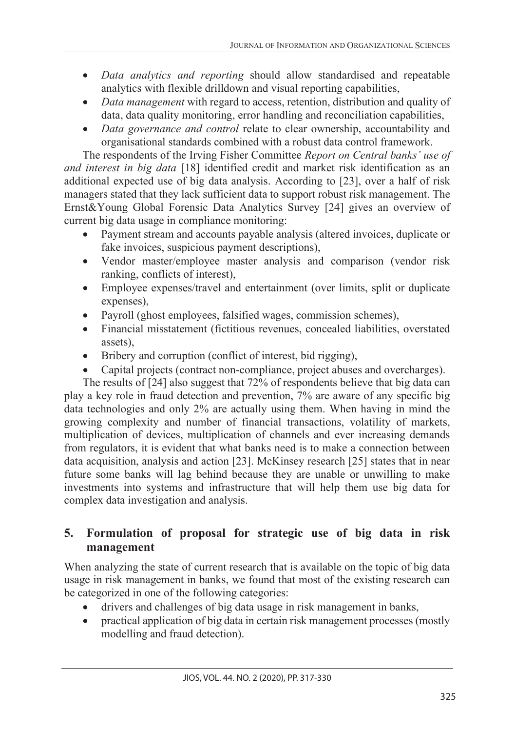- *Data analytics and reporting* should allow standardised and repeatable analytics with flexible drilldown and visual reporting capabilities,
- *Data management* with regard to access, retention, distribution and quality of data, data quality monitoring, error handling and reconciliation capabilities,
- *Data governance and control* relate to clear ownership, accountability and organisational standards combined with a robust data control framework.

The respondents of the Irving Fisher Committee *Report on Central banks' use of and interest in big data* [18] identified credit and market risk identification as an additional expected use of big data analysis. According to [23], over a half of risk managers stated that they lack sufficient data to support robust risk management. The Ernst&Young Global Forensic Data Analytics Survey [24] gives an overview of current big data usage in compliance monitoring:

- Payment stream and accounts payable analysis (altered invoices, duplicate or fake invoices, suspicious payment descriptions),
- Vendor master/employee master analysis and comparison (vendor risk ranking, conflicts of interest),
- Employee expenses/travel and entertainment (over limits, split or duplicate expenses),
- Payroll (ghost employees, falsified wages, commission schemes),
- Financial misstatement (fictitious revenues, concealed liabilities, overstated assets),
- Bribery and corruption (conflict of interest, bid rigging),
- Capital projects (contract non-compliance, project abuses and overcharges).

The results of [24] also suggest that 72% of respondents believe that big data can play a key role in fraud detection and prevention, 7% are aware of any specific big data technologies and only 2% are actually using them. When having in mind the growing complexity and number of financial transactions, volatility of markets, multiplication of devices, multiplication of channels and ever increasing demands from regulators, it is evident that what banks need is to make a connection between data acquisition, analysis and action [23]. McKinsey research [25] states that in near future some banks will lag behind because they are unable or unwilling to make investments into systems and infrastructure that will help them use big data for complex data investigation and analysis.

## 5. Formulation of proposal for strategic use of big data in risk management

When analyzing the state of current research that is available on the topic of big data usage in risk management in banks, we found that most of the existing research can be categorized in one of the following categories:

- drivers and challenges of big data usage in risk management in banks,
- practical application of big data in certain risk management processes (mostly modelling and fraud detection).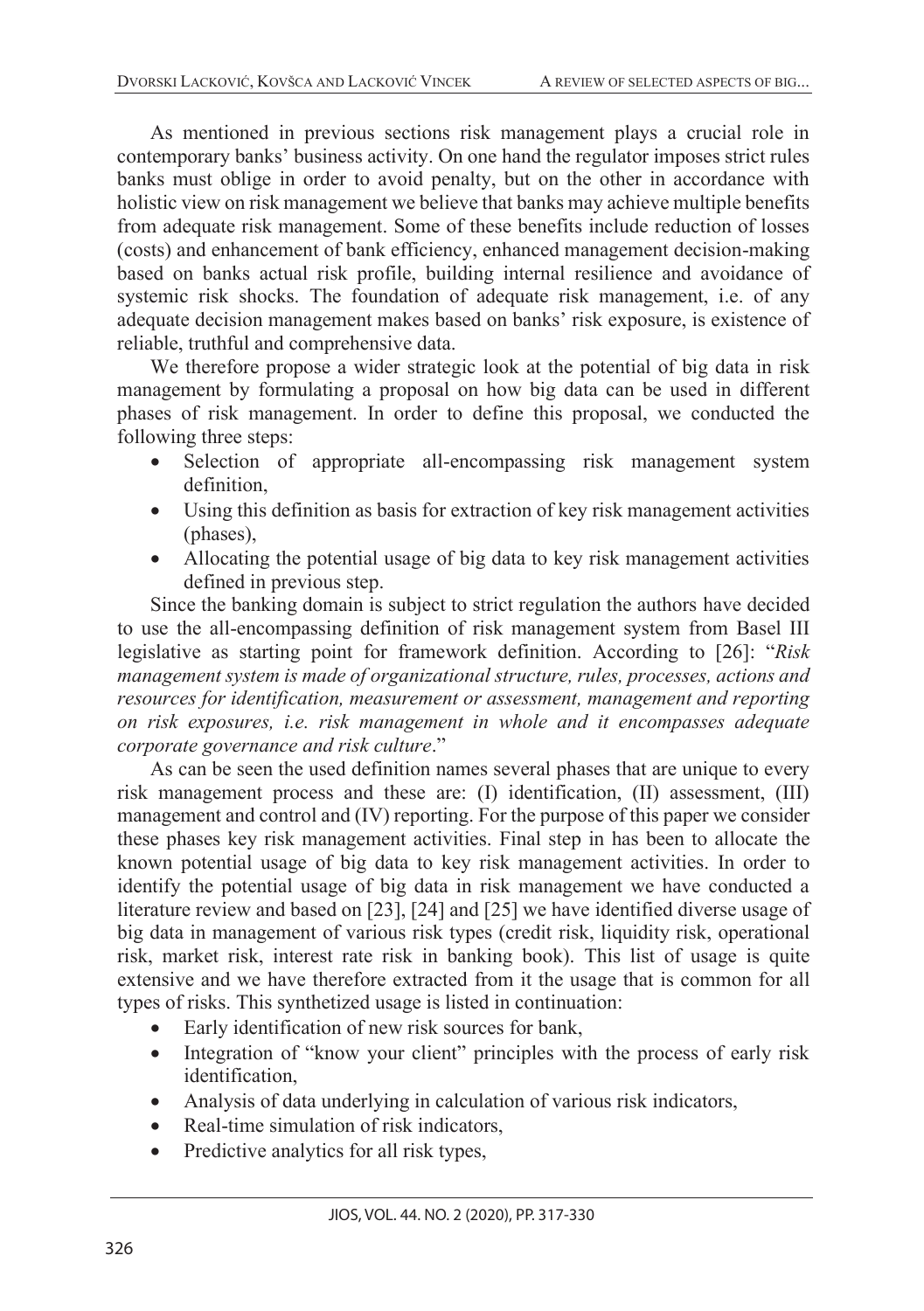As mentioned in previous sections risk management plays a crucial role in contemporary banks' business activity. On one hand the regulator imposes strict rules banks must oblige in order to avoid penalty, but on the other in accordance with holistic view on risk management we believe that banks may achieve multiple benefits from adequate risk management. Some of these benefits include reduction of losses (costs) and enhancement of bank efficiency, enhanced management decision-making based on banks actual risk profile, building internal resilience and avoidance of systemic risk shocks. The foundation of adequate risk management, i.e. of any adequate decision management makes based on banks' risk exposure, is existence of reliable, truthful and comprehensive data.

We therefore propose a wider strategic look at the potential of big data in risk management by formulating a proposal on how big data can be used in different phases of risk management. In order to define this proposal, we conducted the following three steps:

- Selection of appropriate all-encompassing risk management system definition,
- Using this definition as basis for extraction of key risk management activities (phases),
- Allocating the potential usage of big data to key risk management activities defined in previous step.

Since the banking domain is subject to strict regulation the authors have decided to use the all-encompassing definition of risk management system from Basel III legislative as starting point for framework definition. According to [26]: "*Risk management system is made of organizational structure, rules, processes, actions and resources for identification, measurement or assessment, management and reporting on risk exposures, i.e. risk management in whole and it encompasses adequate corporate governance and risk culture*."

As can be seen the used definition names several phases that are unique to every risk management process and these are: (I) identification, (II) assessment, (III) management and control and (IV) reporting. For the purpose of this paper we consider these phases key risk management activities. Final step in has been to allocate the known potential usage of big data to key risk management activities. In order to identify the potential usage of big data in risk management we have conducted a literature review and based on [23], [24] and [25] we have identified diverse usage of big data in management of various risk types (credit risk, liquidity risk, operational risk, market risk, interest rate risk in banking book). This list of usage is quite extensive and we have therefore extracted from it the usage that is common for all types of risks. This synthetized usage is listed in continuation:

- Early identification of new risk sources for bank,
- Integration of "know your client" principles with the process of early risk identification,
- Analysis of data underlying in calculation of various risk indicators,
- Real-time simulation of risk indicators,
- Predictive analytics for all risk types,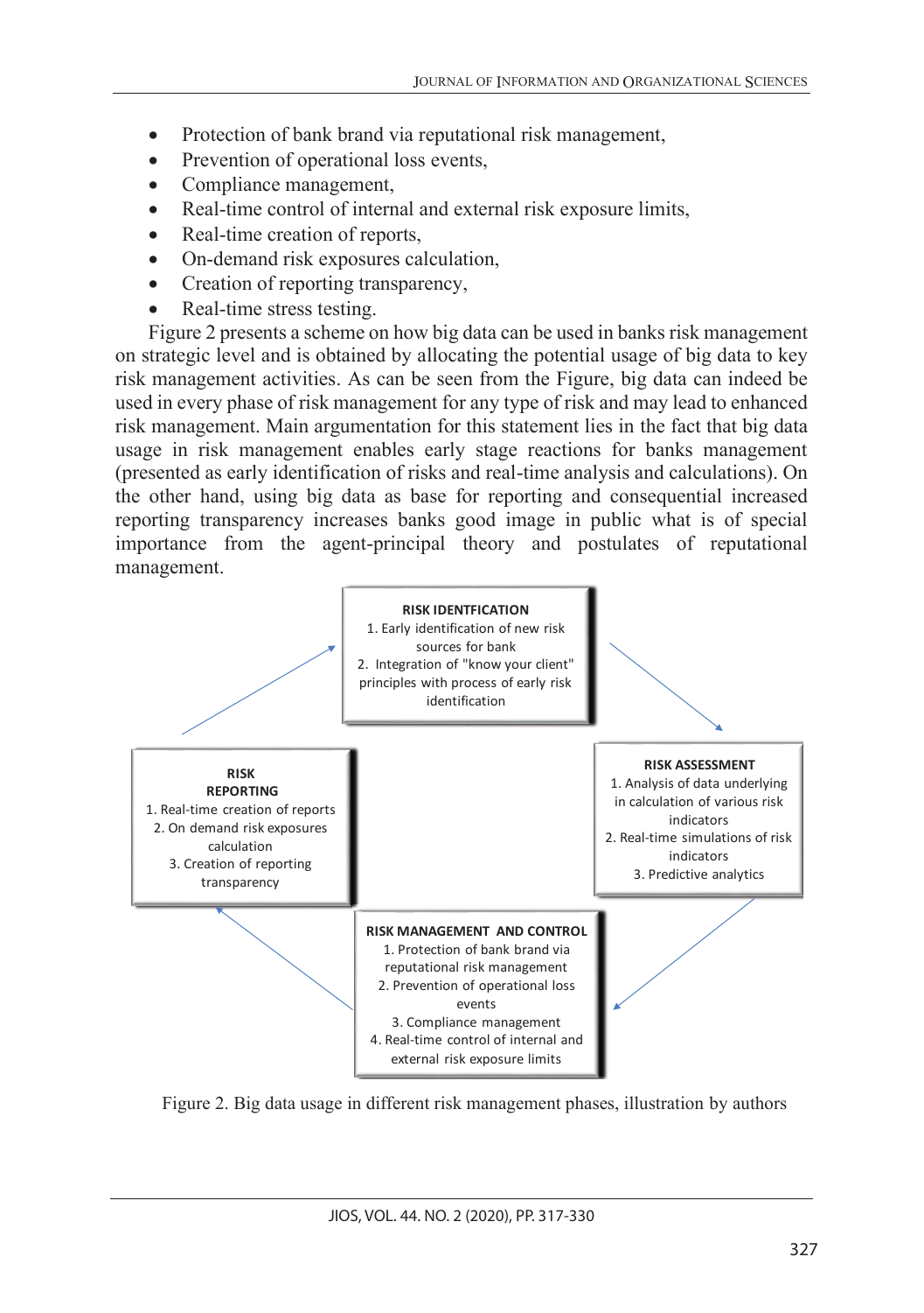- Protection of bank brand via reputational risk management,
- Prevention of operational loss events,
- Compliance management,
- Real-time control of internal and external risk exposure limits,
- Real-time creation of reports,
- On-demand risk exposures calculation,
- Creation of reporting transparency,
- Real-time stress testing.

Figure 2 presents a scheme on how big data can be used in banks risk management on strategic level and is obtained by allocating the potential usage of big data to key risk management activities. As can be seen from the Figure, big data can indeed be used in every phase of risk management for any type of risk and may lead to enhanced risk management. Main argumentation for this statement lies in the fact that big data usage in risk management enables early stage reactions for banks management (presented as early identification of risks and real-time analysis and calculations). On the other hand, using big data as base for reporting and consequential increased reporting transparency increases banks good image in public what is of special importance from the agent-principal theory and postulates of reputational management.

**RISK IDENTFICATION**
1. Early identification of new risk sources for bank
2. Integration of "know your client" principles with process of early risk identification

**RISK ASSESSMENT**
1. Analysis of data underlying in calculation of various risk indicators
2. Real-time simulations of risk indicators
3. Predictive analytics

**RISK MANAGEMENT AND CONTROL**
1. Protection of bank brand via reputational risk management
2. Prevention of operational loss events
3. Compliance management
4. Real-time control of internal and external risk exposure limits

**RISK REPORTING**
1. Real-time creation of reports
2. On demand risk exposures calculation
3. Creation of reporting transparency

Figure 2. Big data usage in different risk management phases, illustration by authors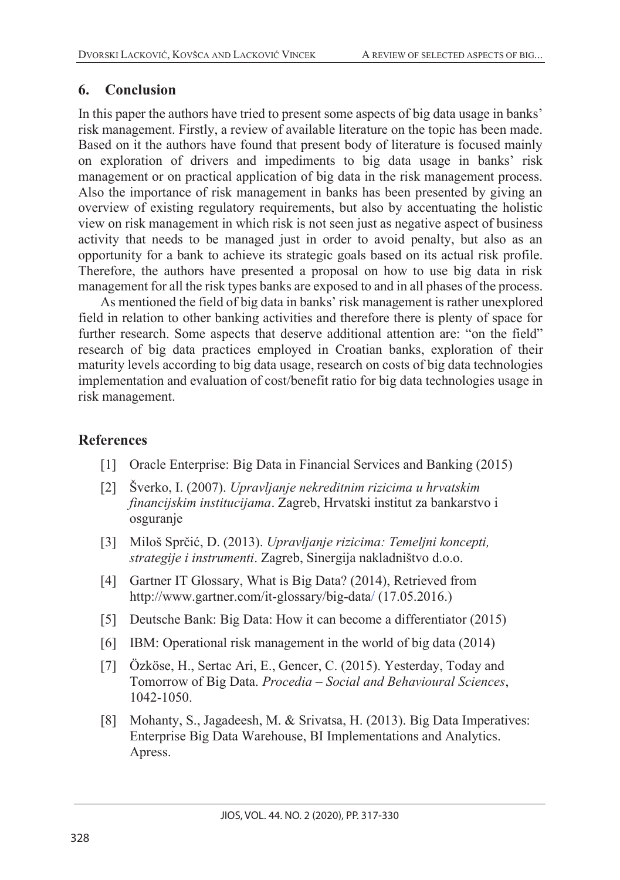## 6. Conclusion

In this paper the authors have tried to present some aspects of big data usage in banks' risk management. Firstly, a review of available literature on the topic has been made. Based on it the authors have found that present body of literature is focused mainly on exploration of drivers and impediments to big data usage in banks' risk management or on practical application of big data in the risk management process. Also the importance of risk management in banks has been presented by giving an overview of existing regulatory requirements, but also by accentuating the holistic view on risk management in which risk is not seen just as negative aspect of business activity that needs to be managed just in order to avoid penalty, but also as an opportunity for a bank to achieve its strategic goals based on its actual risk profile. Therefore, the authors have presented a proposal on how to use big data in risk management for all the risk types banks are exposed to and in all phases of the process.

As mentioned the field of big data in banks' risk management is rather unexplored field in relation to other banking activities and therefore there is plenty of space for further research. Some aspects that deserve additional attention are: "on the field" research of big data practices employed in Croatian banks, exploration of their maturity levels according to big data usage, research on costs of big data technologies implementation and evaluation of cost/benefit ratio for big data technologies usage in risk management.

## References

[1] Oracle Enterprise: Big Data in Financial Services and Banking (2015)

[2] Šverko, I. (2007). *Upravljanje nekreditnim rizicima u hrvatskim financijskim institucijama*. Zagreb, Hrvatski institut za bankarstvo i osguranje

[3] Miloš Sprčić, D. (2013). *Upravljanje rizicima: Temeljni koncepti, strategije i instrumenti*. Zagreb, Sinergija nakladništvo d.o.o.

[4] Gartner IT Glossary, What is Big Data? (2014), Retrieved from http://www.gartner.com/it-glossary/big-data/ (17.05.2016.)

[5] Deutsche Bank: Big Data: How it can become a differentiator (2015)

[6] IBM: Operational risk management in the world of big data (2014)

[7] Özköse, H., Sertac Ari, E., Gencer, C. (2015). Yesterday, Today and Tomorrow of Big Data. *Procedia – Social and Behavioural Sciences*, 1042-1050.

[8] Mohanty, S., Jagadeesh, M. & Srivatsa, H. (2013). Big Data Imperatives: Enterprise Big Data Warehouse, BI Implementations and Analytics. Apress.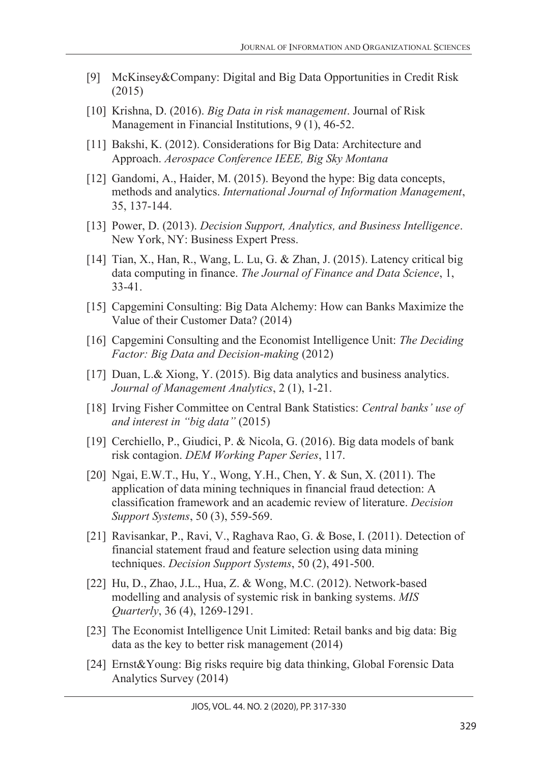[9] McKinsey&Company: Digital and Big Data Opportunities in Credit Risk (2015)

[10] Krishna, D. (2016). *Big Data in risk management*. Journal of Risk Management in Financial Institutions, 9 (1), 46-52.

[11] Bakshi, K. (2012). Considerations for Big Data: Architecture and Approach. *Aerospace Conference IEEE, Big Sky Montana*

[12] Gandomi, A., Haider, M. (2015). Beyond the hype: Big data concepts, methods and analytics. *International Journal of Information Management*, 35, 137-144.

[13] Power, D. (2013). *Decision Support, Analytics, and Business Intelligence*. New York, NY: Business Expert Press.

[14] Tian, X., Han, R., Wang, L. Lu, G. & Zhan, J. (2015). Latency critical big data computing in finance. *The Journal of Finance and Data Science*, 1, 33-41.

[15] Capgemini Consulting: Big Data Alchemy: How can Banks Maximize the Value of their Customer Data? (2014)

[16] Capgemini Consulting and the Economist Intelligence Unit: *The Deciding Factor: Big Data and Decision-making* (2012)

[17] Duan, L.& Xiong, Y. (2015). Big data analytics and business analytics. *Journal of Management Analytics*, 2 (1), 1-21.

[18] Irving Fisher Committee on Central Bank Statistics: *Central banks' use of and interest in "big data"* (2015)

[19] Cerchiello, P., Giudici, P. & Nicola, G. (2016). Big data models of bank risk contagion. *DEM Working Paper Series*, 117.

[20] Ngai, E.W.T., Hu, Y., Wong, Y.H., Chen, Y. & Sun, X. (2011). The application of data mining techniques in financial fraud detection: A classification framework and an academic review of literature. *Decision Support Systems*, 50 (3), 559-569.

[21] Ravisankar, P., Ravi, V., Raghava Rao, G. & Bose, I. (2011). Detection of financial statement fraud and feature selection using data mining techniques. *Decision Support Systems*, 50 (2), 491-500.

[22] Hu, D., Zhao, J.L., Hua, Z. & Wong, M.C. (2012). Network-based modelling and analysis of systemic risk in banking systems. *MIS Quarterly*, 36 (4), 1269-1291.

[23] The Economist Intelligence Unit Limited: Retail banks and big data: Big data as the key to better risk management (2014)

[24] Ernst&Young: Big risks require big data thinking, Global Forensic Data Analytics Survey (2014)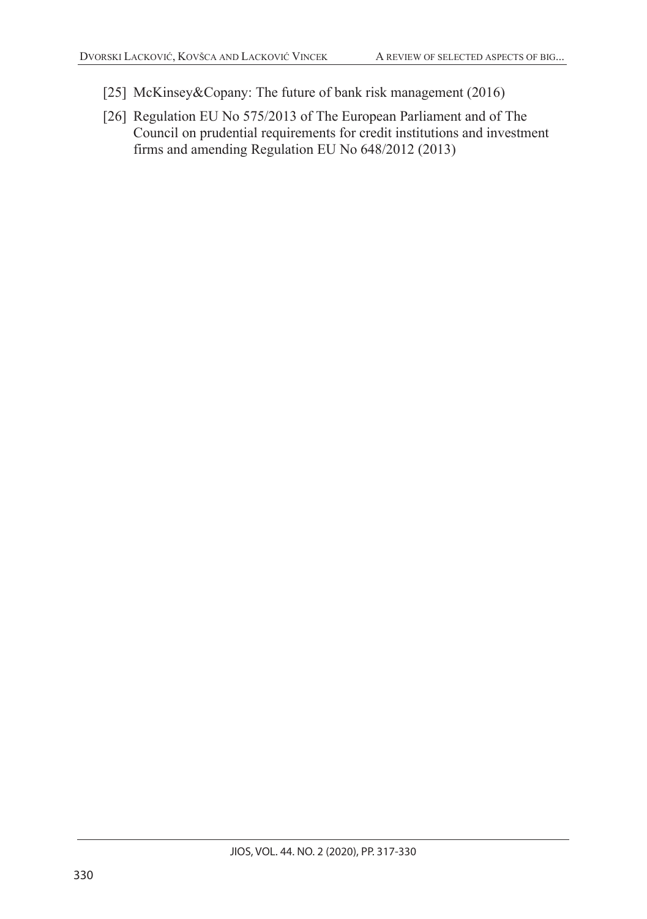[25] McKinsey&Copany: The future of bank risk management (2016)

[26] Regulation EU No 575/2013 of The European Parliament and of The Council on prudential requirements for credit institutions and investment firms and amending Regulation EU No 648/2012 (2013)